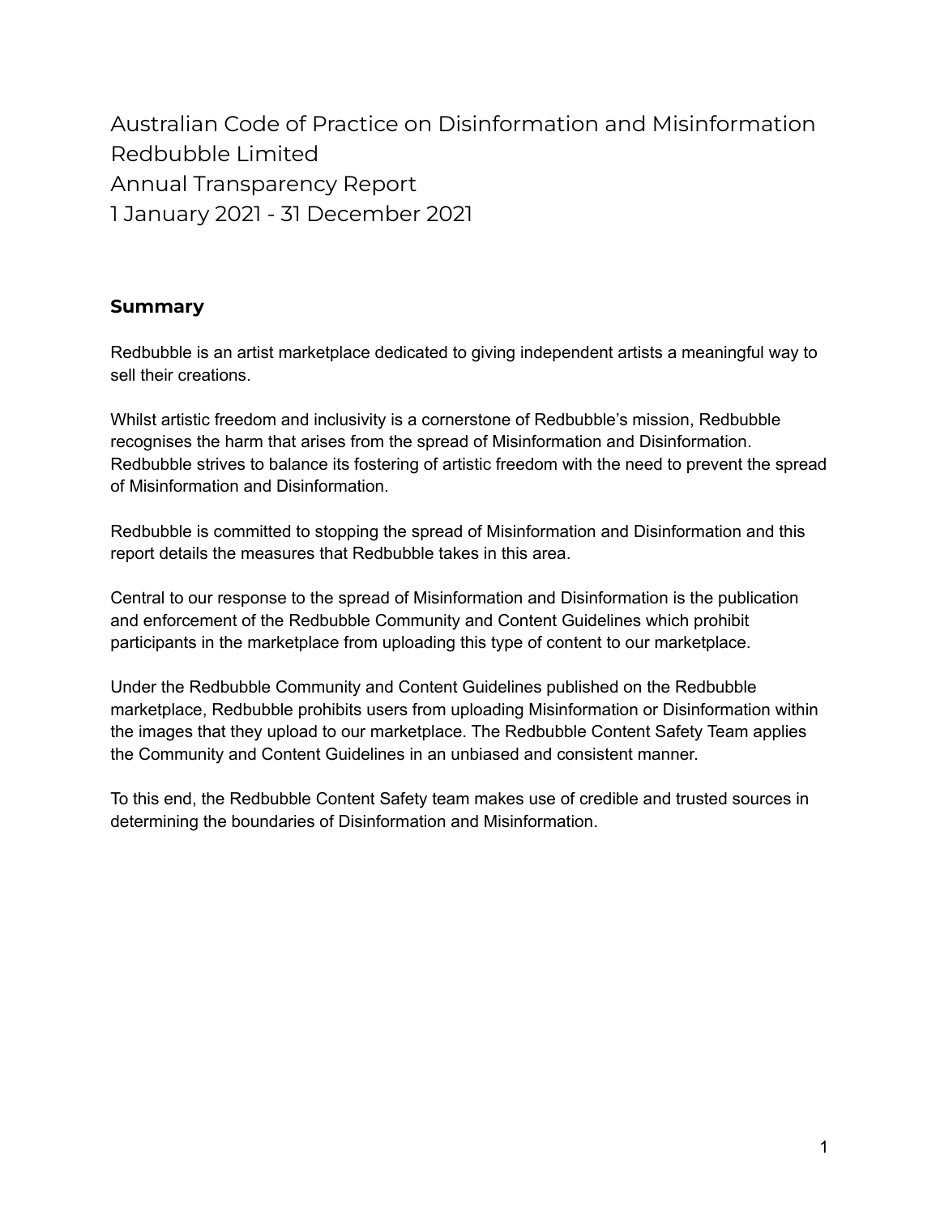# Australian Code of Practice on Disinformation and Misinformation
# Redbubble Limited
# Annual Transparency Report
# 1 January 2021 - 31 December 2021

## Summary

Redbubble is an artist marketplace dedicated to giving independent artists a meaningful way to sell their creations.

Whilst artistic freedom and inclusivity is a cornerstone of Redbubble's mission, Redbubble recognises the harm that arises from the spread of Misinformation and Disinformation. Redbubble strives to balance its fostering of artistic freedom with the need to prevent the spread of Misinformation and Disinformation.

Redbubble is committed to stopping the spread of Misinformation and Disinformation and this report details the measures that Redbubble takes in this area.

Central to our response to the spread of Misinformation and Disinformation is the publication and enforcement of the Redbubble Community and Content Guidelines which prohibit participants in the marketplace from uploading this type of content to our marketplace.

Under the Redbubble Community and Content Guidelines published on the Redbubble marketplace, Redbubble prohibits users from uploading Misinformation or Disinformation within the images that they upload to our marketplace. The Redbubble Content Safety Team applies the Community and Content Guidelines in an unbiased and consistent manner.

To this end, the Redbubble Content Safety team makes use of credible and trusted sources in determining the boundaries of Disinformation and Misinformation.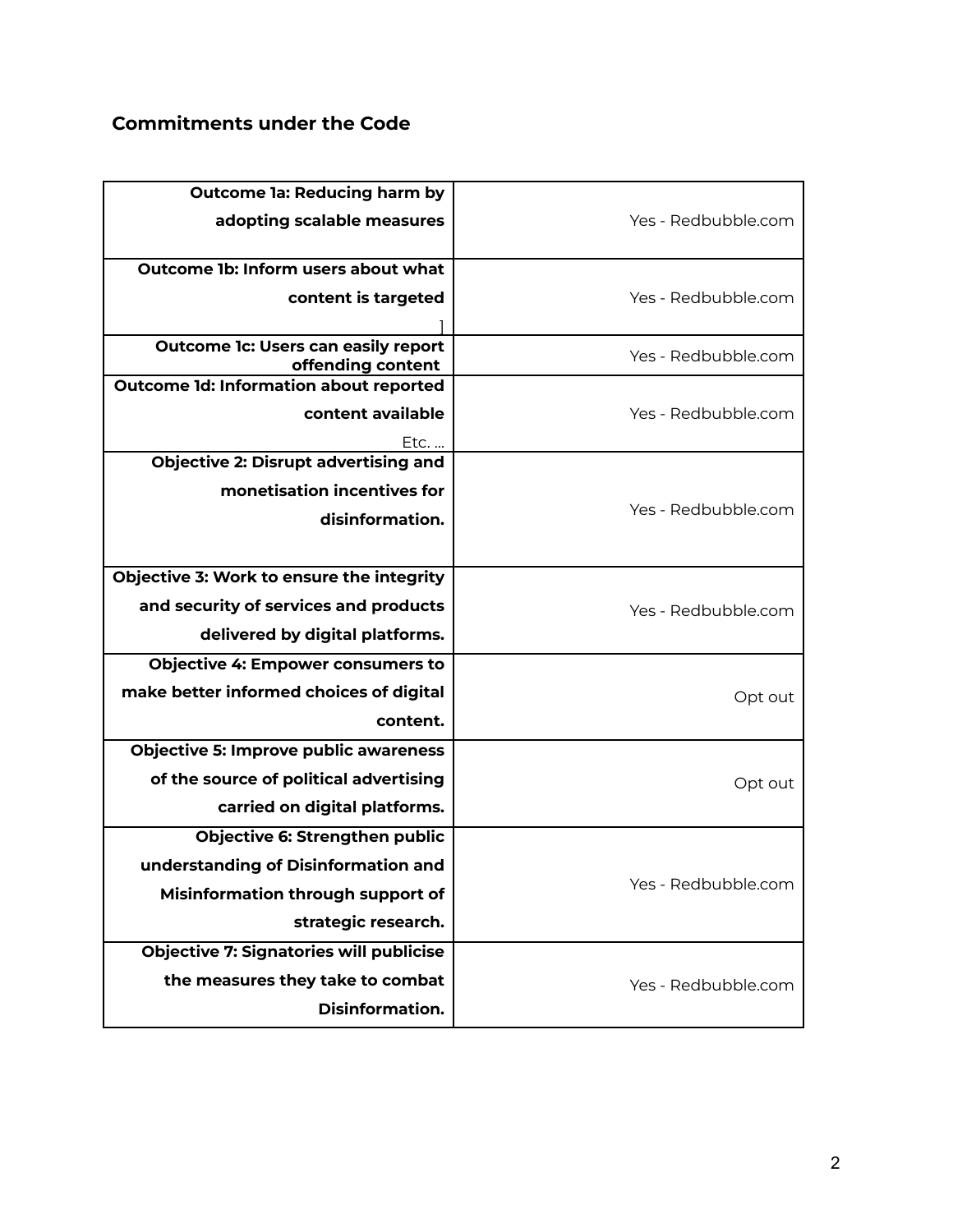## Commitments under the Code

| | |
|---|---|
| **Outcome 1a: Reducing harm by adopting scalable measures** | Yes - Redbubble.com |
| **Outcome 1b: Inform users about what content is targeted** ] | Yes - Redbubble.com |
| **Outcome 1c: Users can easily report offending content** | Yes - Redbubble.com |
| **Outcome 1d: Information about reported content available** Etc. ... | Yes - Redbubble.com |
| **Objective 2: Disrupt advertising and monetisation incentives for disinformation.** | Yes - Redbubble.com |
| **Objective 3: Work to ensure the integrity and security of services and products delivered by digital platforms.** | Yes - Redbubble.com |
| **Objective 4: Empower consumers to make better informed choices of digital content.** | Opt out |
| **Objective 5: Improve public awareness of the source of political advertising carried on digital platforms.** | Opt out |
| **Objective 6: Strengthen public understanding of Disinformation and Misinformation through support of strategic research.** | Yes - Redbubble.com |
| **Objective 7: Signatories will publicise the measures they take to combat Disinformation.** | Yes - Redbubble.com |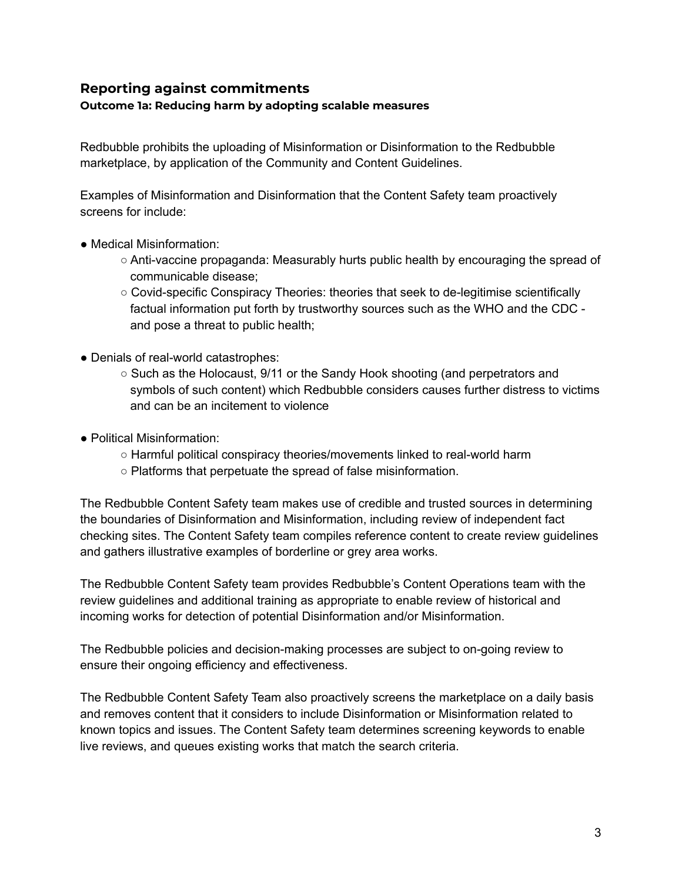## Reporting against commitments

### Outcome 1a: Reducing harm by adopting scalable measures

Redbubble prohibits the uploading of Misinformation or Disinformation to the Redbubble marketplace, by application of the Community and Content Guidelines.

Examples of Misinformation and Disinformation that the Content Safety team proactively screens for include:

- Medical Misinformation:
  - Anti-vaccine propaganda: Measurably hurts public health by encouraging the spread of communicable disease;
  - Covid-specific Conspiracy Theories: theories that seek to de-legitimise scientifically factual information put forth by trustworthy sources such as the WHO and the CDC - and pose a threat to public health;
- Denials of real-world catastrophes:
  - Such as the Holocaust, 9/11 or the Sandy Hook shooting (and perpetrators and symbols of such content) which Redbubble considers causes further distress to victims and can be an incitement to violence
- Political Misinformation:
  - Harmful political conspiracy theories/movements linked to real-world harm
  - Platforms that perpetuate the spread of false misinformation.

The Redbubble Content Safety team makes use of credible and trusted sources in determining the boundaries of Disinformation and Misinformation, including review of independent fact checking sites. The Content Safety team compiles reference content to create review guidelines and gathers illustrative examples of borderline or grey area works.

The Redbubble Content Safety team provides Redbubble's Content Operations team with the review guidelines and additional training as appropriate to enable review of historical and incoming works for detection of potential Disinformation and/or Misinformation.

The Redbubble policies and decision-making processes are subject to on-going review to ensure their ongoing efficiency and effectiveness.

The Redbubble Content Safety Team also proactively screens the marketplace on a daily basis and removes content that it considers to include Disinformation or Misinformation related to known topics and issues. The Content Safety team determines screening keywords to enable live reviews, and queues existing works that match the search criteria.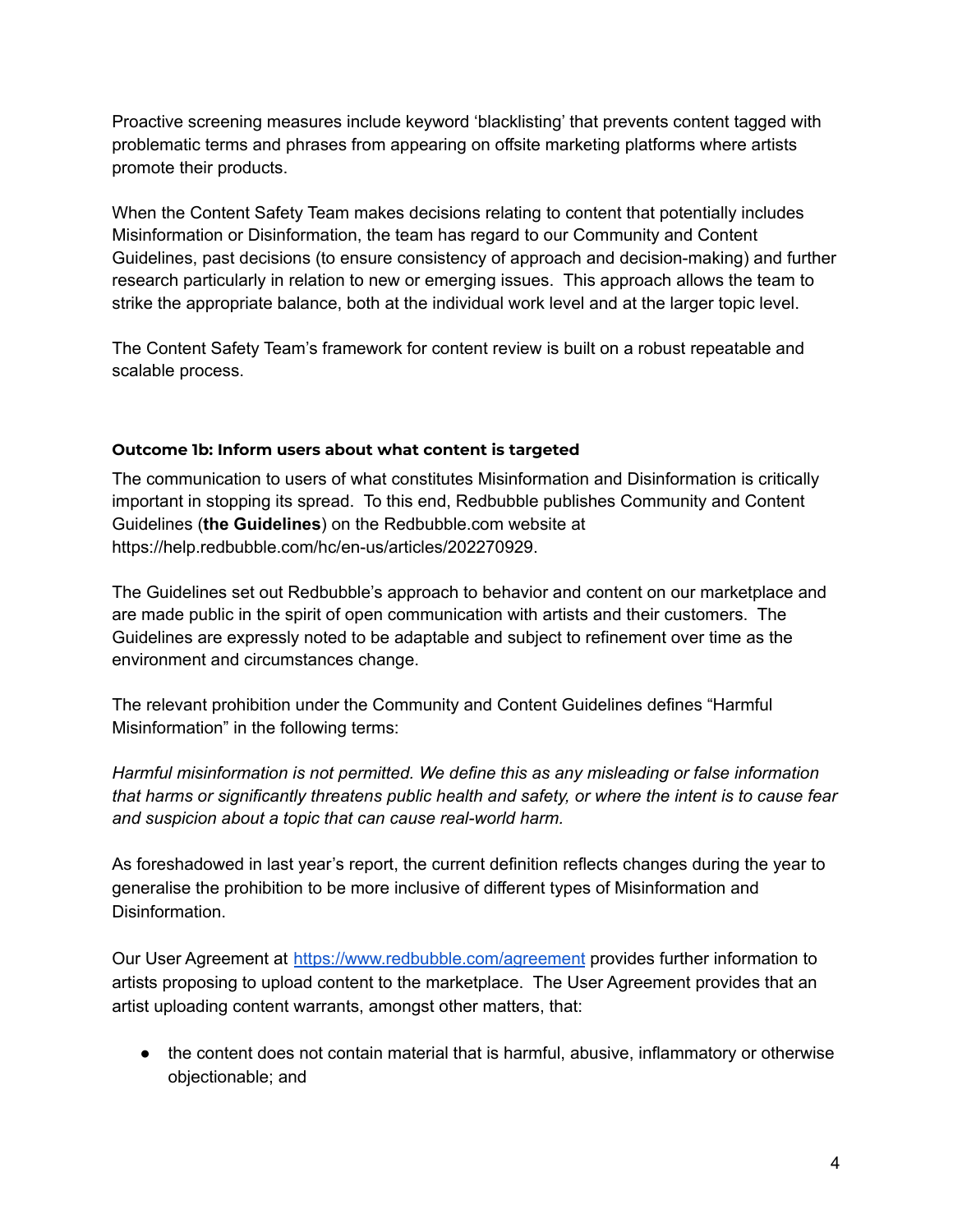Proactive screening measures include keyword 'blacklisting' that prevents content tagged with problematic terms and phrases from appearing on offsite marketing platforms where artists promote their products.

When the Content Safety Team makes decisions relating to content that potentially includes Misinformation or Disinformation, the team has regard to our Community and Content Guidelines, past decisions (to ensure consistency of approach and decision-making) and further research particularly in relation to new or emerging issues. This approach allows the team to strike the appropriate balance, both at the individual work level and at the larger topic level.

The Content Safety Team's framework for content review is built on a robust repeatable and scalable process.

#### Outcome 1b: Inform users about what content is targeted

The communication to users of what constitutes Misinformation and Disinformation is critically important in stopping its spread. To this end, Redbubble publishes Community and Content Guidelines (**the Guidelines**) on the Redbubble.com website at https://help.redbubble.com/hc/en-us/articles/202270929.

The Guidelines set out Redbubble's approach to behavior and content on our marketplace and are made public in the spirit of open communication with artists and their customers. The Guidelines are expressly noted to be adaptable and subject to refinement over time as the environment and circumstances change.

The relevant prohibition under the Community and Content Guidelines defines "Harmful Misinformation" in the following terms:

*Harmful misinformation is not permitted. We define this as any misleading or false information that harms or significantly threatens public health and safety, or where the intent is to cause fear and suspicion about a topic that can cause real-world harm.*

As foreshadowed in last year's report, the current definition reflects changes during the year to generalise the prohibition to be more inclusive of different types of Misinformation and Disinformation.

Our User Agreement at [https://www.redbubble.com/agreement](https://www.redbubble.com/agreement) provides further information to artists proposing to upload content to the marketplace. The User Agreement provides that an artist uploading content warrants, amongst other matters, that:

- the content does not contain material that is harmful, abusive, inflammatory or otherwise objectionable; and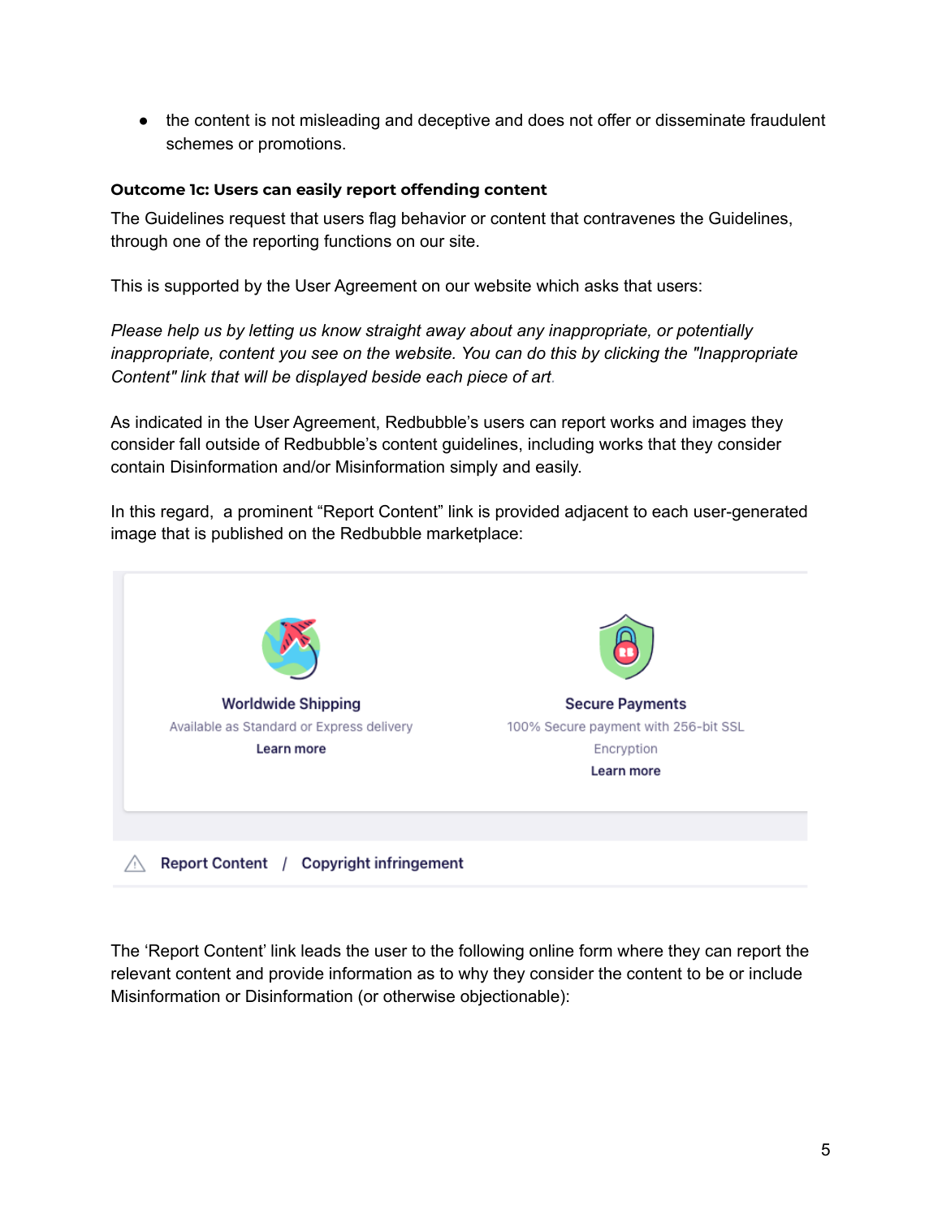- the content is not misleading and deceptive and does not offer or disseminate fraudulent schemes or promotions.

**Outcome 1c: Users can easily report offending content**

The Guidelines request that users flag behavior or content that contravenes the Guidelines, through one of the reporting functions on our site.

This is supported by the User Agreement on our website which asks that users:

*Please help us by letting us know straight away about any inappropriate, or potentially inappropriate, content you see on the website. You can do this by clicking the "Inappropriate Content" link that will be displayed beside each piece of art.*

As indicated in the User Agreement, Redbubble's users can report works and images they consider fall outside of Redbubble's content guidelines, including works that they consider contain Disinformation and/or Misinformation simply and easily.

In this regard, a prominent "Report Content" link is provided adjacent to each user-generated image that is published on the Redbubble marketplace:

**Worldwide Shipping**
Available as Standard or Express delivery
Learn more

**Secure Payments**
100% Secure payment with 256-bit SSL Encryption
Learn more

Report Content / Copyright infringement

The 'Report Content' link leads the user to the following online form where they can report the relevant content and provide information as to why they consider the content to be or include Misinformation or Disinformation (or otherwise objectionable):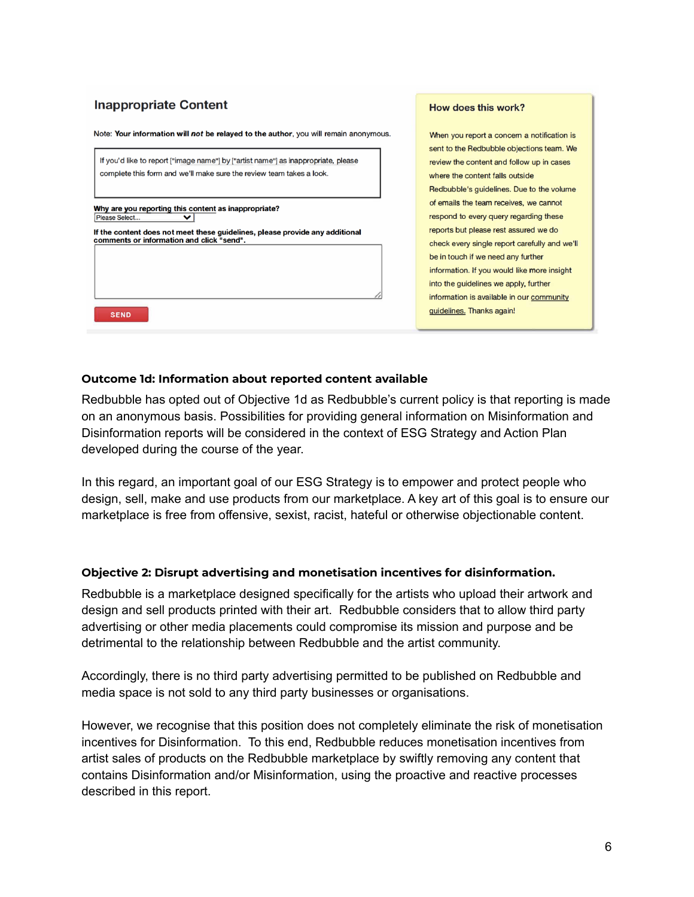## Inappropriate Content

Note: **Your information will *not* be relayed to the author**, you will remain anonymous.

If you'd like to report ["image name"] by ["artist name"] as inappropriate, please complete this form and we'll make sure the review team takes a look.

**Why are you reporting this content as inappropriate?**

Please Select...

**If the content does not meet these guidelines, please provide any additional comments or information and click "send".**

SEND

**How does this work?**

When you report a concern a notification is sent to the Redbubble objections team. We review the content and follow up in cases where the content falls outside Redbubble's guidelines. Due to the volume of emails the team receives, we cannot respond to every query regarding these reports but please rest assured we do check every single report carefully and we'll be in touch if we need any further information. If you would like more insight into the guidelines we apply, further information is available in our community guidelines. Thanks again!

**Outcome 1d: Information about reported content available**

Redbubble has opted out of Objective 1d as Redbubble's current policy is that reporting is made on an anonymous basis. Possibilities for providing general information on Misinformation and Disinformation reports will be considered in the context of ESG Strategy and Action Plan developed during the course of the year.

In this regard, an important goal of our ESG Strategy is to empower and protect people who design, sell, make and use products from our marketplace. A key art of this goal is to ensure our marketplace is free from offensive, sexist, racist, hateful or otherwise objectionable content.

**Objective 2: Disrupt advertising and monetisation incentives for disinformation.**

Redbubble is a marketplace designed specifically for the artists who upload their artwork and design and sell products printed with their art. Redbubble considers that to allow third party advertising or other media placements could compromise its mission and purpose and be detrimental to the relationship between Redbubble and the artist community.

Accordingly, there is no third party advertising permitted to be published on Redbubble and media space is not sold to any third party businesses or organisations.

However, we recognise that this position does not completely eliminate the risk of monetisation incentives for Disinformation. To this end, Redbubble reduces monetisation incentives from artist sales of products on the Redbubble marketplace by swiftly removing any content that contains Disinformation and/or Misinformation, using the proactive and reactive processes described in this report.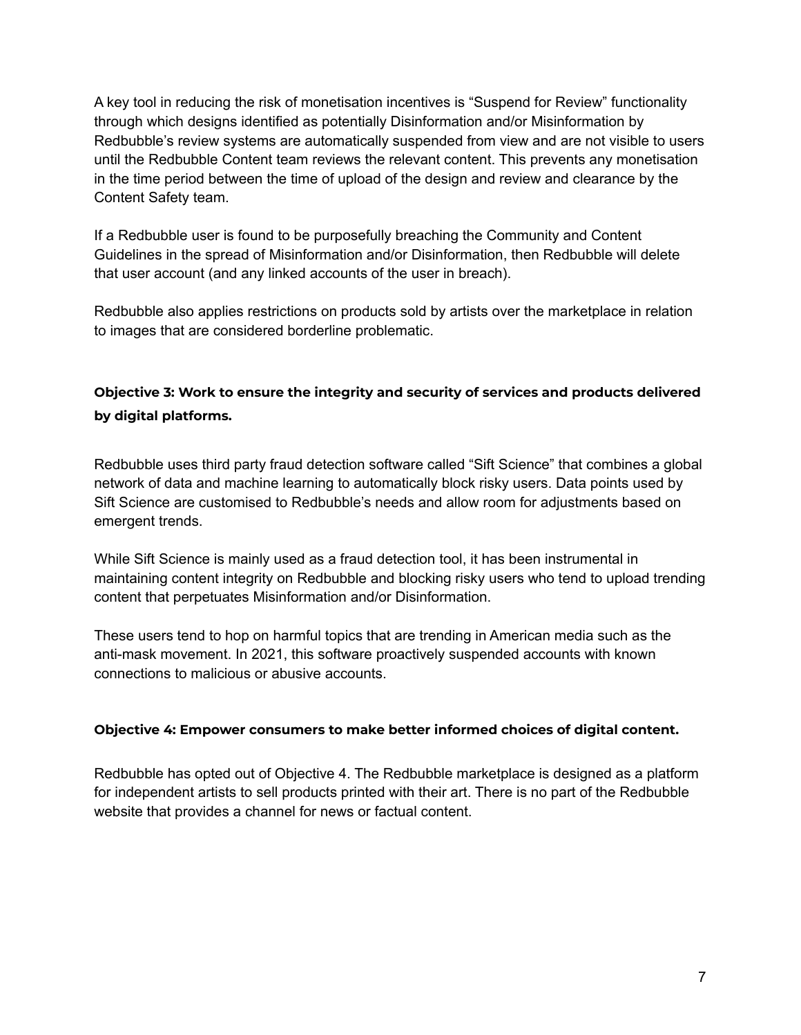A key tool in reducing the risk of monetisation incentives is "Suspend for Review" functionality through which designs identified as potentially Disinformation and/or Misinformation by Redbubble's review systems are automatically suspended from view and are not visible to users until the Redbubble Content team reviews the relevant content. This prevents any monetisation in the time period between the time of upload of the design and review and clearance by the Content Safety team.

If a Redbubble user is found to be purposefully breaching the Community and Content Guidelines in the spread of Misinformation and/or Disinformation, then Redbubble will delete that user account (and any linked accounts of the user in breach).

Redbubble also applies restrictions on products sold by artists over the marketplace in relation to images that are considered borderline problematic.

### Objective 3: Work to ensure the integrity and security of services and products delivered by digital platforms.

Redbubble uses third party fraud detection software called "Sift Science" that combines a global network of data and machine learning to automatically block risky users. Data points used by Sift Science are customised to Redbubble's needs and allow room for adjustments based on emergent trends.

While Sift Science is mainly used as a fraud detection tool, it has been instrumental in maintaining content integrity on Redbubble and blocking risky users who tend to upload trending content that perpetuates Misinformation and/or Disinformation.

These users tend to hop on harmful topics that are trending in American media such as the anti-mask movement. In 2021, this software proactively suspended accounts with known connections to malicious or abusive accounts.

### Objective 4: Empower consumers to make better informed choices of digital content.

Redbubble has opted out of Objective 4. The Redbubble marketplace is designed as a platform for independent artists to sell products printed with their art. There is no part of the Redbubble website that provides a channel for news or factual content.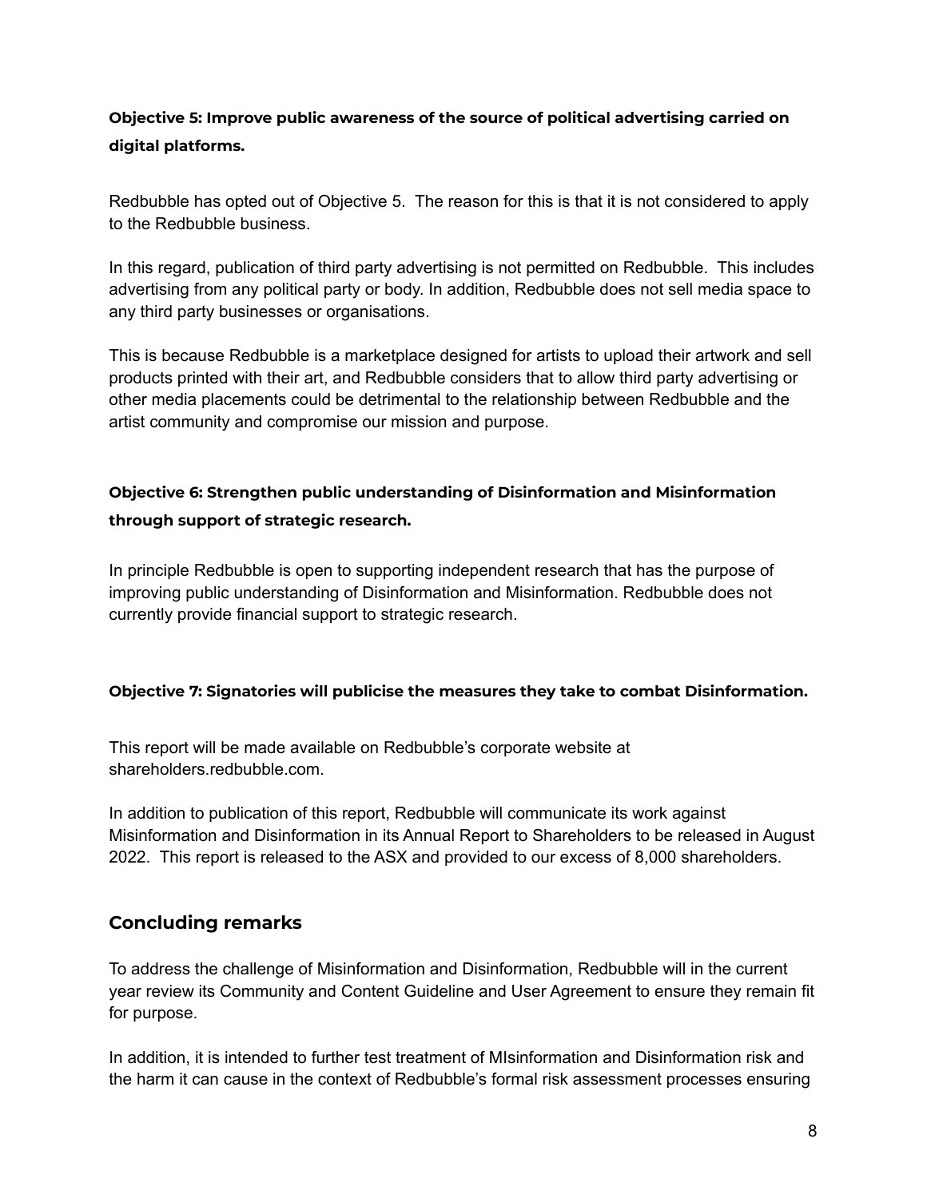**Objective 5: Improve public awareness of the source of political advertising carried on digital platforms.**

Redbubble has opted out of Objective 5. The reason for this is that it is not considered to apply to the Redbubble business.

In this regard, publication of third party advertising is not permitted on Redbubble. This includes advertising from any political party or body. In addition, Redbubble does not sell media space to any third party businesses or organisations.

This is because Redbubble is a marketplace designed for artists to upload their artwork and sell products printed with their art, and Redbubble considers that to allow third party advertising or other media placements could be detrimental to the relationship between Redbubble and the artist community and compromise our mission and purpose.

**Objective 6: Strengthen public understanding of Disinformation and Misinformation through support of strategic research.**

In principle Redbubble is open to supporting independent research that has the purpose of improving public understanding of Disinformation and Misinformation. Redbubble does not currently provide financial support to strategic research.

**Objective 7: Signatories will publicise the measures they take to combat Disinformation.**

This report will be made available on Redbubble's corporate website at shareholders.redbubble.com.

In addition to publication of this report, Redbubble will communicate its work against Misinformation and Disinformation in its Annual Report to Shareholders to be released in August 2022. This report is released to the ASX and provided to our excess of 8,000 shareholders.

## Concluding remarks

To address the challenge of Misinformation and Disinformation, Redbubble will in the current year review its Community and Content Guideline and User Agreement to ensure they remain fit for purpose.

In addition, it is intended to further test treatment of MIsinformation and Disinformation risk and the harm it can cause in the context of Redbubble's formal risk assessment processes ensuring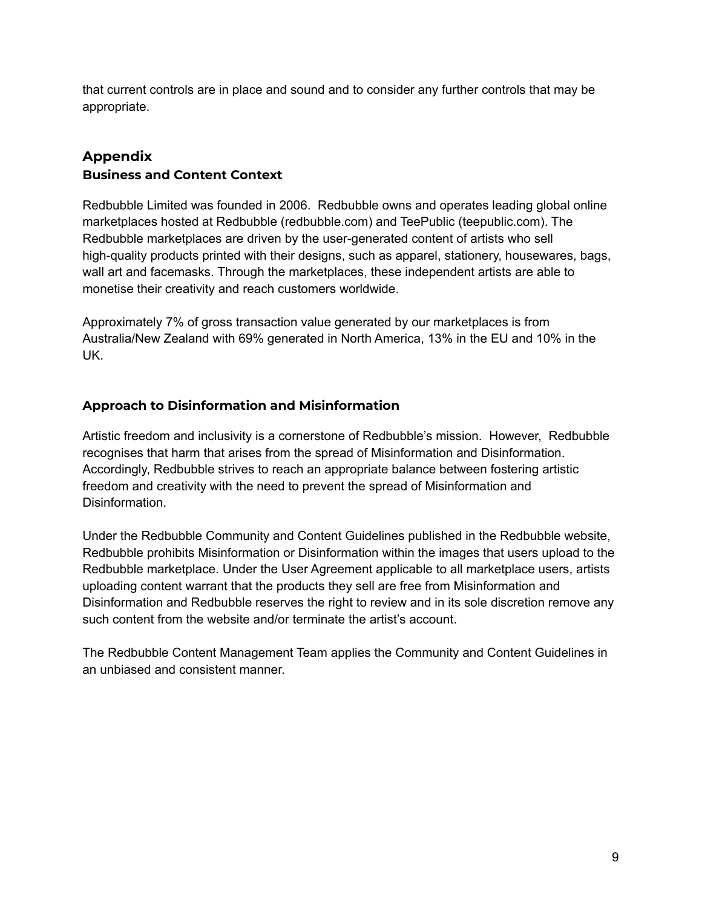that current controls are in place and sound and to consider any further controls that may be appropriate.

## Appendix

### Business and Content Context

Redbubble Limited was founded in 2006. Redbubble owns and operates leading global online marketplaces hosted at Redbubble (redbubble.com) and TeePublic (teepublic.com). The Redbubble marketplaces are driven by the user-generated content of artists who sell high-quality products printed with their designs, such as apparel, stationery, housewares, bags, wall art and facemasks. Through the marketplaces, these independent artists are able to monetise their creativity and reach customers worldwide.

Approximately 7% of gross transaction value generated by our marketplaces is from Australia/New Zealand with 69% generated in North America, 13% in the EU and 10% in the UK.

### Approach to Disinformation and Misinformation

Artistic freedom and inclusivity is a cornerstone of Redbubble's mission. However, Redbubble recognises that harm that arises from the spread of Misinformation and Disinformation. Accordingly, Redbubble strives to reach an appropriate balance between fostering artistic freedom and creativity with the need to prevent the spread of Misinformation and Disinformation.

Under the Redbubble Community and Content Guidelines published in the Redbubble website, Redbubble prohibits Misinformation or Disinformation within the images that users upload to the Redbubble marketplace. Under the User Agreement applicable to all marketplace users, artists uploading content warrant that the products they sell are free from Misinformation and Disinformation and Redbubble reserves the right to review and in its sole discretion remove any such content from the website and/or terminate the artist's account.

The Redbubble Content Management Team applies the Community and Content Guidelines in an unbiased and consistent manner.